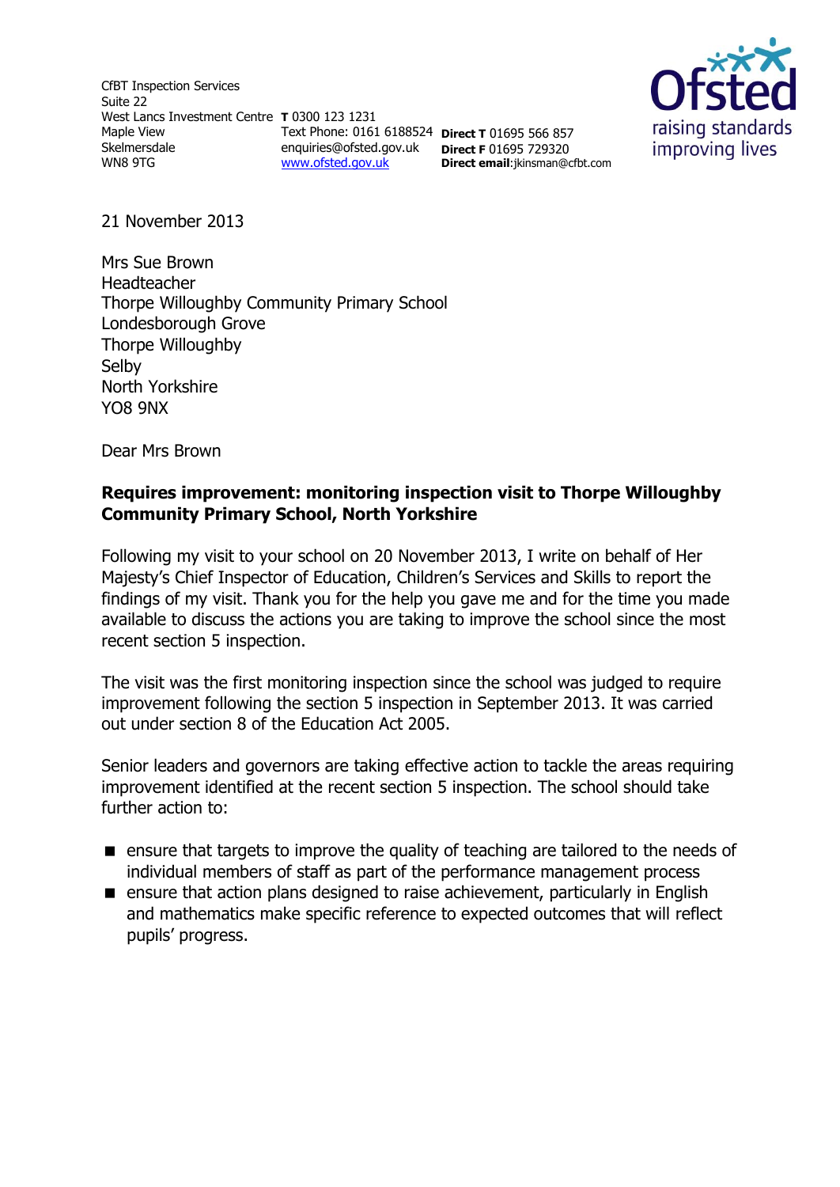CfBT Inspection Services
Suite 22
West Lancs Investment Centre
Maple View
Skelmersdale
WN8 9TG

**T** 0300 123 1231
Text Phone: 0161 6188524
enquiries@ofsted.gov.uk
www.ofsted.gov.uk

**Direct T** 01695 566 857
**Direct F** 01695 729320
**Direct email**:jkinsman@cfbt.com

Ofsted
raising standards
improving lives

21 November 2013

Mrs Sue Brown
Headteacher
Thorpe Willoughby Community Primary School
Londesborough Grove
Thorpe Willoughby
Selby
North Yorkshire
YO8 9NX

Dear Mrs Brown

**Requires improvement: monitoring inspection visit to Thorpe Willoughby Community Primary School, North Yorkshire**

Following my visit to your school on 20 November 2013, I write on behalf of Her Majesty's Chief Inspector of Education, Children's Services and Skills to report the findings of my visit. Thank you for the help you gave me and for the time you made available to discuss the actions you are taking to improve the school since the most recent section 5 inspection.

The visit was the first monitoring inspection since the school was judged to require improvement following the section 5 inspection in September 2013. It was carried out under section 8 of the Education Act 2005.

Senior leaders and governors are taking effective action to tackle the areas requiring improvement identified at the recent section 5 inspection. The school should take further action to:

- ensure that targets to improve the quality of teaching are tailored to the needs of individual members of staff as part of the performance management process
- ensure that action plans designed to raise achievement, particularly in English and mathematics make specific reference to expected outcomes that will reflect pupils' progress.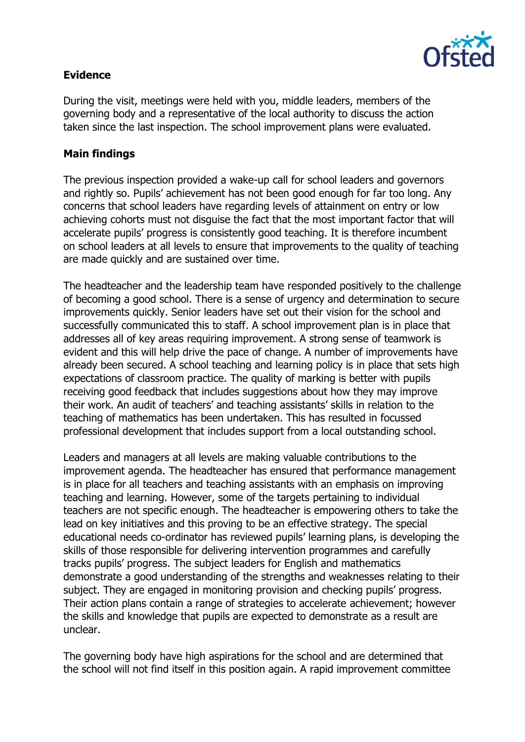**Evidence**

During the visit, meetings were held with you, middle leaders, members of the governing body and a representative of the local authority to discuss the action taken since the last inspection. The school improvement plans were evaluated.

**Main findings**

The previous inspection provided a wake-up call for school leaders and governors and rightly so. Pupils' achievement has not been good enough for far too long. Any concerns that school leaders have regarding levels of attainment on entry or low achieving cohorts must not disguise the fact that the most important factor that will accelerate pupils' progress is consistently good teaching. It is therefore incumbent on school leaders at all levels to ensure that improvements to the quality of teaching are made quickly and are sustained over time.

The headteacher and the leadership team have responded positively to the challenge of becoming a good school. There is a sense of urgency and determination to secure improvements quickly. Senior leaders have set out their vision for the school and successfully communicated this to staff. A school improvement plan is in place that addresses all of key areas requiring improvement. A strong sense of teamwork is evident and this will help drive the pace of change. A number of improvements have already been secured. A school teaching and learning policy is in place that sets high expectations of classroom practice. The quality of marking is better with pupils receiving good feedback that includes suggestions about how they may improve their work. An audit of teachers' and teaching assistants' skills in relation to the teaching of mathematics has been undertaken. This has resulted in focussed professional development that includes support from a local outstanding school.

Leaders and managers at all levels are making valuable contributions to the improvement agenda. The headteacher has ensured that performance management is in place for all teachers and teaching assistants with an emphasis on improving teaching and learning. However, some of the targets pertaining to individual teachers are not specific enough. The headteacher is empowering others to take the lead on key initiatives and this proving to be an effective strategy. The special educational needs co-ordinator has reviewed pupils' learning plans, is developing the skills of those responsible for delivering intervention programmes and carefully tracks pupils' progress. The subject leaders for English and mathematics demonstrate a good understanding of the strengths and weaknesses relating to their subject. They are engaged in monitoring provision and checking pupils' progress. Their action plans contain a range of strategies to accelerate achievement; however the skills and knowledge that pupils are expected to demonstrate as a result are unclear.

The governing body have high aspirations for the school and are determined that the school will not find itself in this position again. A rapid improvement committee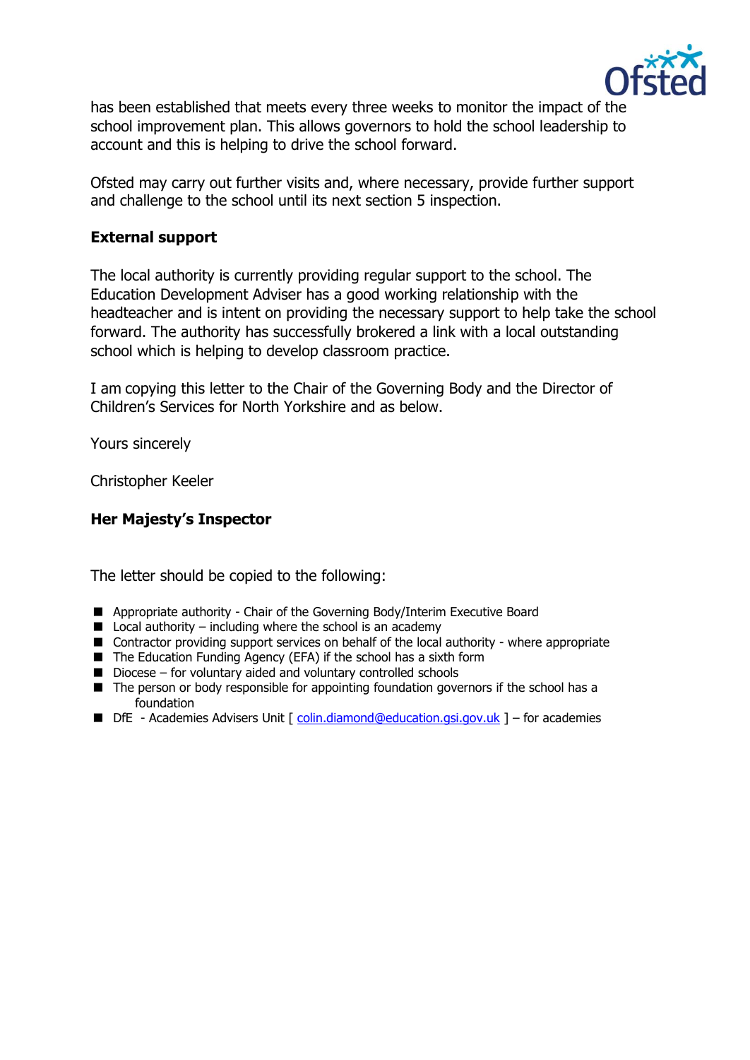has been established that meets every three weeks to monitor the impact of the school improvement plan. This allows governors to hold the school leadership to account and this is helping to drive the school forward.

Ofsted may carry out further visits and, where necessary, provide further support and challenge to the school until its next section 5 inspection.

**External support**

The local authority is currently providing regular support to the school. The Education Development Adviser has a good working relationship with the headteacher and is intent on providing the necessary support to help take the school forward. The authority has successfully brokered a link with a local outstanding school which is helping to develop classroom practice.

I am copying this letter to the Chair of the Governing Body and the Director of Children's Services for North Yorkshire and as below.

Yours sincerely

Christopher Keeler

**Her Majesty's Inspector**

The letter should be copied to the following:

- Appropriate authority - Chair of the Governing Body/Interim Executive Board
- Local authority – including where the school is an academy
- Contractor providing support services on behalf of the local authority - where appropriate
- The Education Funding Agency (EFA) if the school has a sixth form
- Diocese – for voluntary aided and voluntary controlled schools
- The person or body responsible for appointing foundation governors if the school has a foundation
- DfE - Academies Advisers Unit [ colin.diamond@education.gsi.gov.uk ] – for academies